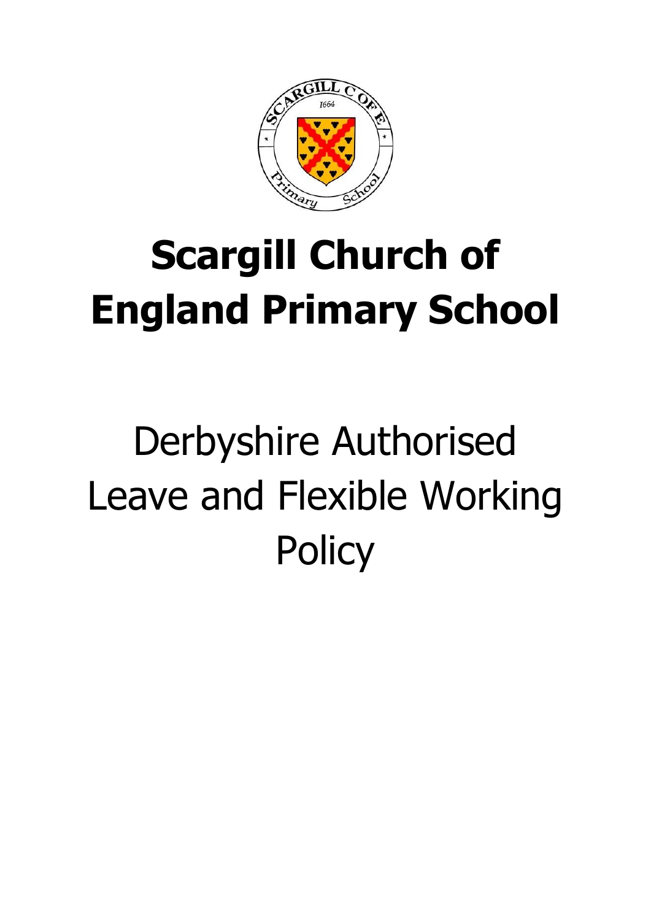# Scargill Church of England Primary School

Derbyshire Authorised Leave and Flexible Working Policy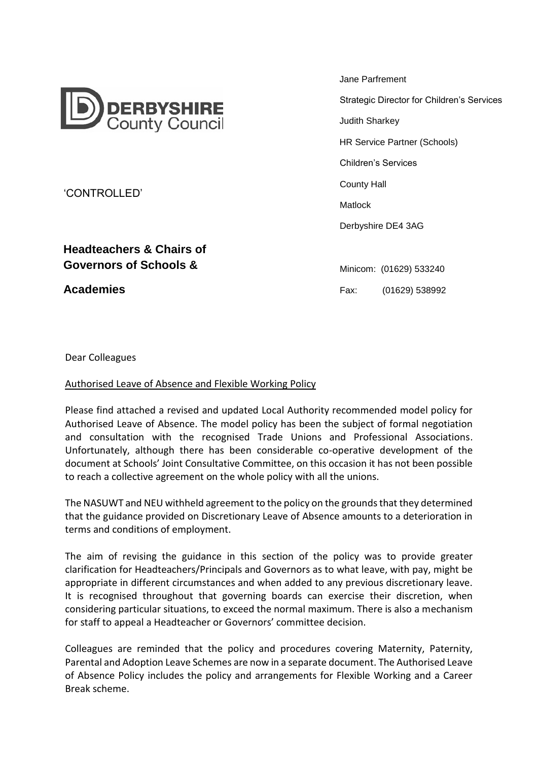DERBYSHIRE County Council

Jane Parfrement

Strategic Director for Children's Services

Judith Sharkey

HR Service Partner (Schools)

Children's Services

County Hall

Matlock

Derbyshire DE4 3AG

Minicom: (01629) 533240

Fax: (01629) 538992

'CONTROLLED'

**Headteachers & Chairs of Governors of Schools & Academies**

Dear Colleagues

Authorised Leave of Absence and Flexible Working Policy

Please find attached a revised and updated Local Authority recommended model policy for Authorised Leave of Absence. The model policy has been the subject of formal negotiation and consultation with the recognised Trade Unions and Professional Associations. Unfortunately, although there has been considerable co-operative development of the document at Schools' Joint Consultative Committee, on this occasion it has not been possible to reach a collective agreement on the whole policy with all the unions.

The NASUWT and NEU withheld agreement to the policy on the grounds that they determined that the guidance provided on Discretionary Leave of Absence amounts to a deterioration in terms and conditions of employment.

The aim of revising the guidance in this section of the policy was to provide greater clarification for Headteachers/Principals and Governors as to what leave, with pay, might be appropriate in different circumstances and when added to any previous discretionary leave. It is recognised throughout that governing boards can exercise their discretion, when considering particular situations, to exceed the normal maximum. There is also a mechanism for staff to appeal a Headteacher or Governors' committee decision.

Colleagues are reminded that the policy and procedures covering Maternity, Paternity, Parental and Adoption Leave Schemes are now in a separate document. The Authorised Leave of Absence Policy includes the policy and arrangements for Flexible Working and a Career Break scheme.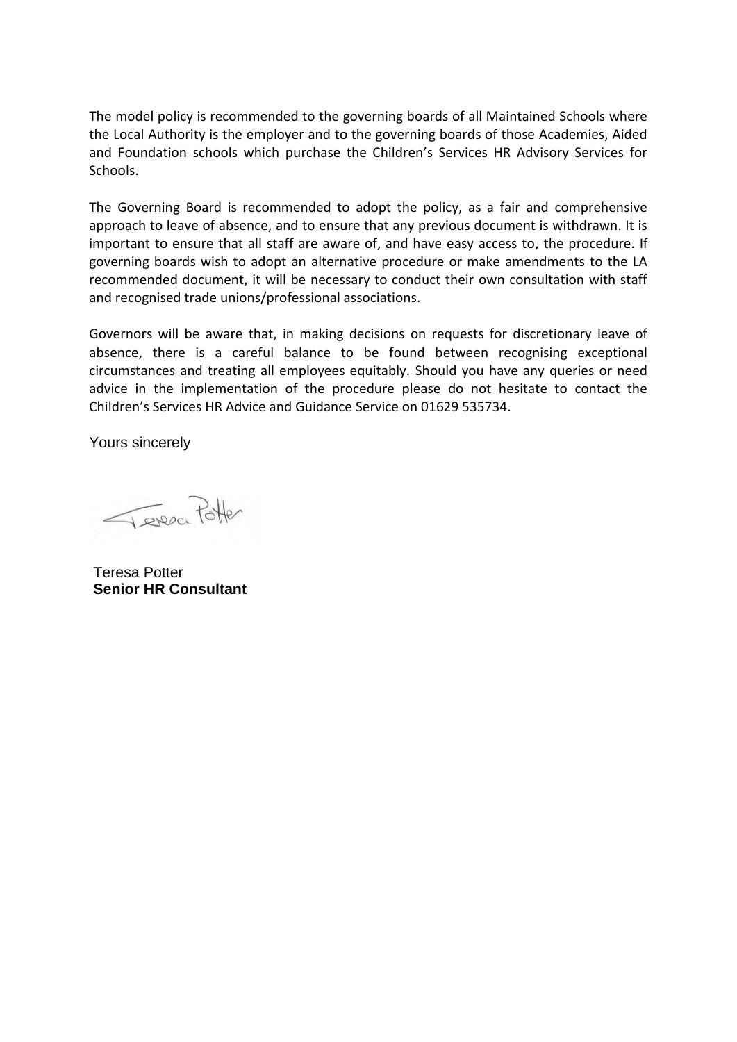The model policy is recommended to the governing boards of all Maintained Schools where the Local Authority is the employer and to the governing boards of those Academies, Aided and Foundation schools which purchase the Children's Services HR Advisory Services for Schools.

The Governing Board is recommended to adopt the policy, as a fair and comprehensive approach to leave of absence, and to ensure that any previous document is withdrawn. It is important to ensure that all staff are aware of, and have easy access to, the procedure. If governing boards wish to adopt an alternative procedure or make amendments to the LA recommended document, it will be necessary to conduct their own consultation with staff and recognised trade unions/professional associations.

Governors will be aware that, in making decisions on requests for discretionary leave of absence, there is a careful balance to be found between recognising exceptional circumstances and treating all employees equitably. Should you have any queries or need advice in the implementation of the procedure please do not hesitate to contact the Children's Services HR Advice and Guidance Service on 01629 535734.

Yours sincerely

Teresa Potter
**Senior HR Consultant**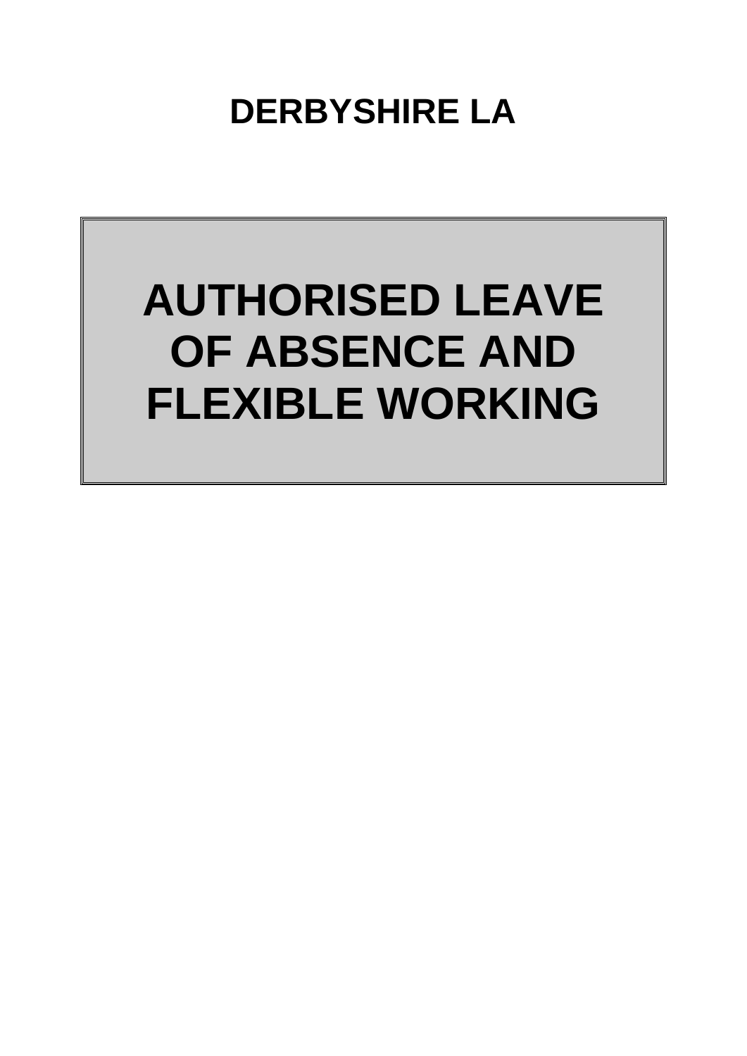# DERBYSHIRE LA

# AUTHORISED LEAVE OF ABSENCE AND FLEXIBLE WORKING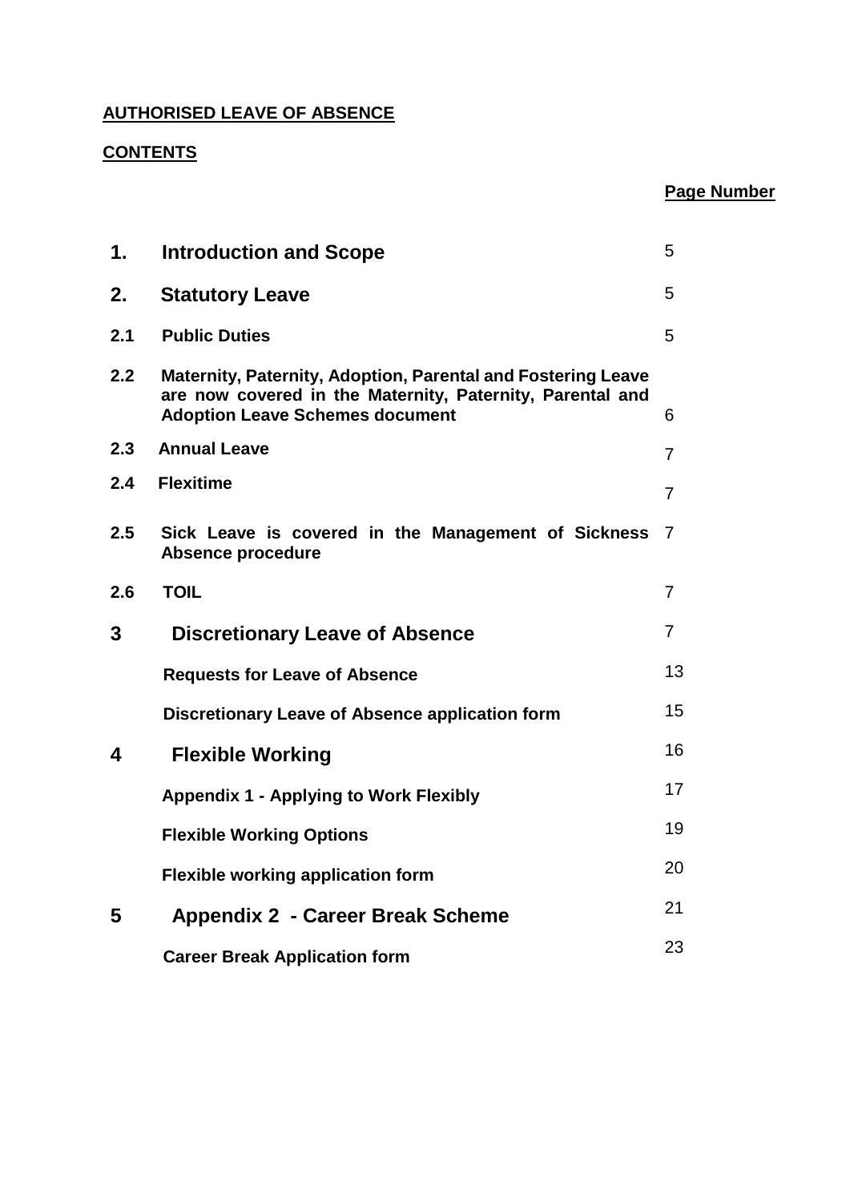**AUTHORISED LEAVE OF ABSENCE**

**CONTENTS**

| | | **Page Number** |
|---|---|---|
| **1.** | **Introduction and Scope** | 5 |
| **2.** | **Statutory Leave** | 5 |
| **2.1** | **Public Duties** | 5 |
| **2.2** | **Maternity, Paternity, Adoption, Parental and Fostering Leave are now covered in the Maternity, Paternity, Parental and Adoption Leave Schemes document** | 6 |
| **2.3** | **Annual Leave** | 7 |
| **2.4** | **Flexitime** | 7 |
| **2.5** | **Sick Leave is covered in the Management of Sickness Absence procedure** | 7 |
| **2.6** | **TOIL** | 7 |
| **3** | **Discretionary Leave of Absence** | 7 |
| | **Requests for Leave of Absence** | 13 |
| | **Discretionary Leave of Absence application form** | 15 |
| **4** | **Flexible Working** | 16 |
| | **Appendix 1 - Applying to Work Flexibly** | 17 |
| | **Flexible Working Options** | 19 |
| | **Flexible working application form** | 20 |
| **5** | **Appendix 2 - Career Break Scheme** | 21 |
| | **Career Break Application form** | 23 |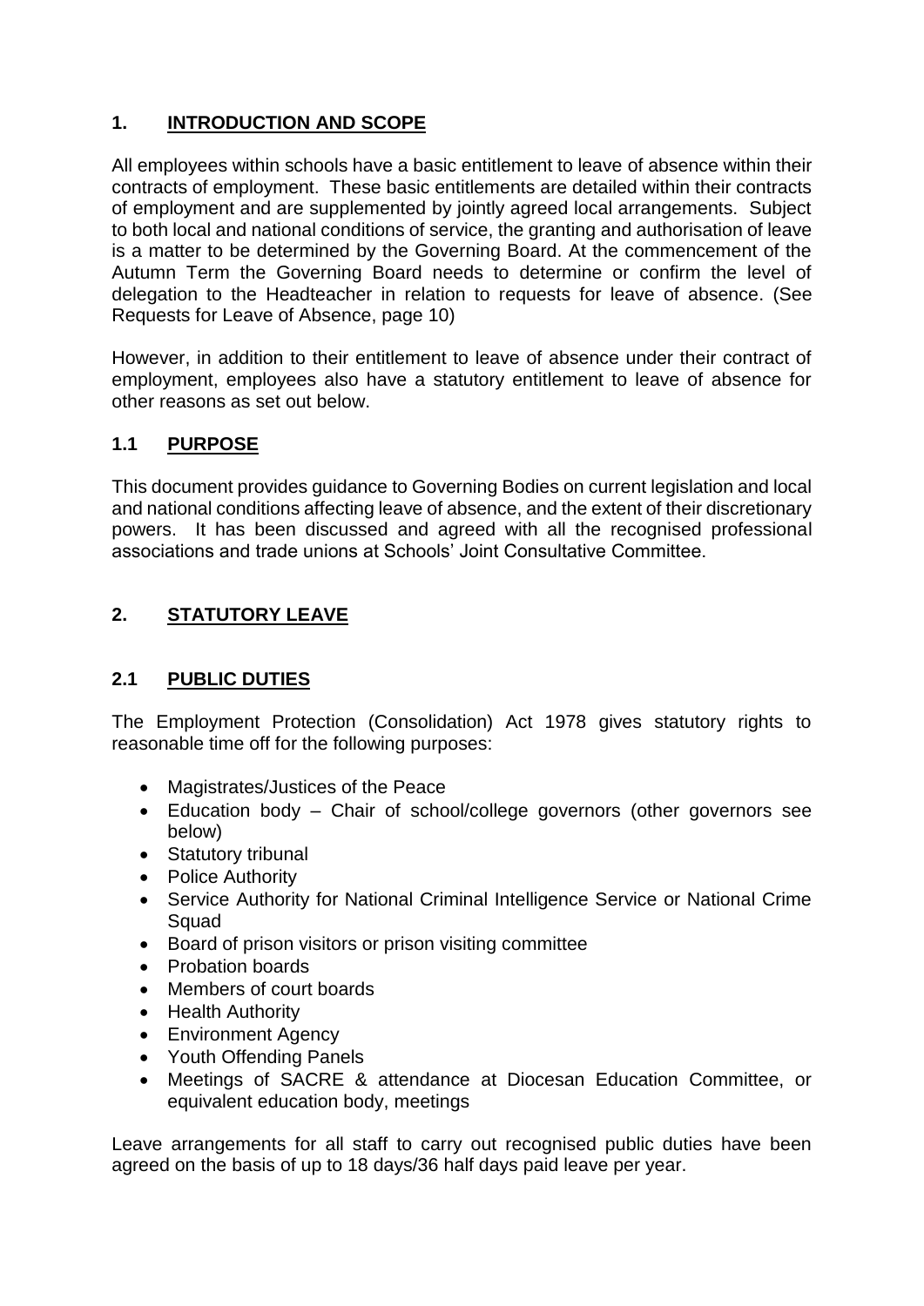## 1. INTRODUCTION AND SCOPE

All employees within schools have a basic entitlement to leave of absence within their contracts of employment. These basic entitlements are detailed within their contracts of employment and are supplemented by jointly agreed local arrangements. Subject to both local and national conditions of service, the granting and authorisation of leave is a matter to be determined by the Governing Board. At the commencement of the Autumn Term the Governing Board needs to determine or confirm the level of delegation to the Headteacher in relation to requests for leave of absence. (See Requests for Leave of Absence, page 10)

However, in addition to their entitlement to leave of absence under their contract of employment, employees also have a statutory entitlement to leave of absence for other reasons as set out below.

### 1.1 PURPOSE

This document provides guidance to Governing Bodies on current legislation and local and national conditions affecting leave of absence, and the extent of their discretionary powers. It has been discussed and agreed with all the recognised professional associations and trade unions at Schools' Joint Consultative Committee.

## 2. STATUTORY LEAVE

### 2.1 PUBLIC DUTIES

The Employment Protection (Consolidation) Act 1978 gives statutory rights to reasonable time off for the following purposes:

- Magistrates/Justices of the Peace
- Education body – Chair of school/college governors (other governors see below)
- Statutory tribunal
- Police Authority
- Service Authority for National Criminal Intelligence Service or National Crime Squad
- Board of prison visitors or prison visiting committee
- Probation boards
- Members of court boards
- Health Authority
- Environment Agency
- Youth Offending Panels
- Meetings of SACRE & attendance at Diocesan Education Committee, or equivalent education body, meetings

Leave arrangements for all staff to carry out recognised public duties have been agreed on the basis of up to 18 days/36 half days paid leave per year.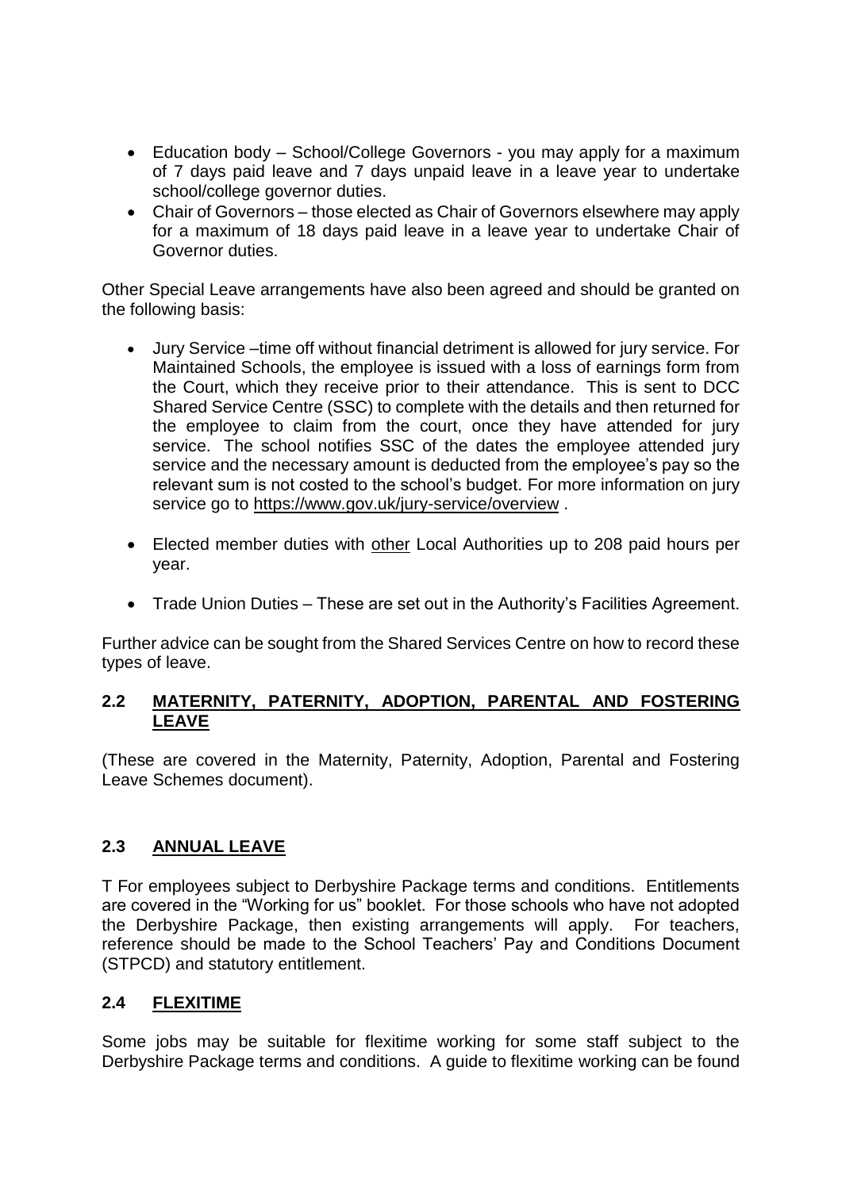- Education body – School/College Governors - you may apply for a maximum of 7 days paid leave and 7 days unpaid leave in a leave year to undertake school/college governor duties.
- Chair of Governors – those elected as Chair of Governors elsewhere may apply for a maximum of 18 days paid leave in a leave year to undertake Chair of Governor duties.

Other Special Leave arrangements have also been agreed and should be granted on the following basis:

- Jury Service –time off without financial detriment is allowed for jury service. For Maintained Schools, the employee is issued with a loss of earnings form from the Court, which they receive prior to their attendance. This is sent to DCC Shared Service Centre (SSC) to complete with the details and then returned for the employee to claim from the court, once they have attended for jury service. The school notifies SSC of the dates the employee attended jury service and the necessary amount is deducted from the employee's pay so the relevant sum is not costed to the school's budget. For more information on jury service go to https://www.gov.uk/jury-service/overview .

- Elected member duties with other Local Authorities up to 208 paid hours per year.

- Trade Union Duties – These are set out in the Authority's Facilities Agreement.

Further advice can be sought from the Shared Services Centre on how to record these types of leave.

## 2.2 MATERNITY, PATERNITY, ADOPTION, PARENTAL AND FOSTERING LEAVE

(These are covered in the Maternity, Paternity, Adoption, Parental and Fostering Leave Schemes document).

## 2.3 ANNUAL LEAVE

T For employees subject to Derbyshire Package terms and conditions. Entitlements are covered in the "Working for us" booklet. For those schools who have not adopted the Derbyshire Package, then existing arrangements will apply. For teachers, reference should be made to the School Teachers' Pay and Conditions Document (STPCD) and statutory entitlement.

## 2.4 FLEXITIME

Some jobs may be suitable for flexitime working for some staff subject to the Derbyshire Package terms and conditions. A guide to flexitime working can be found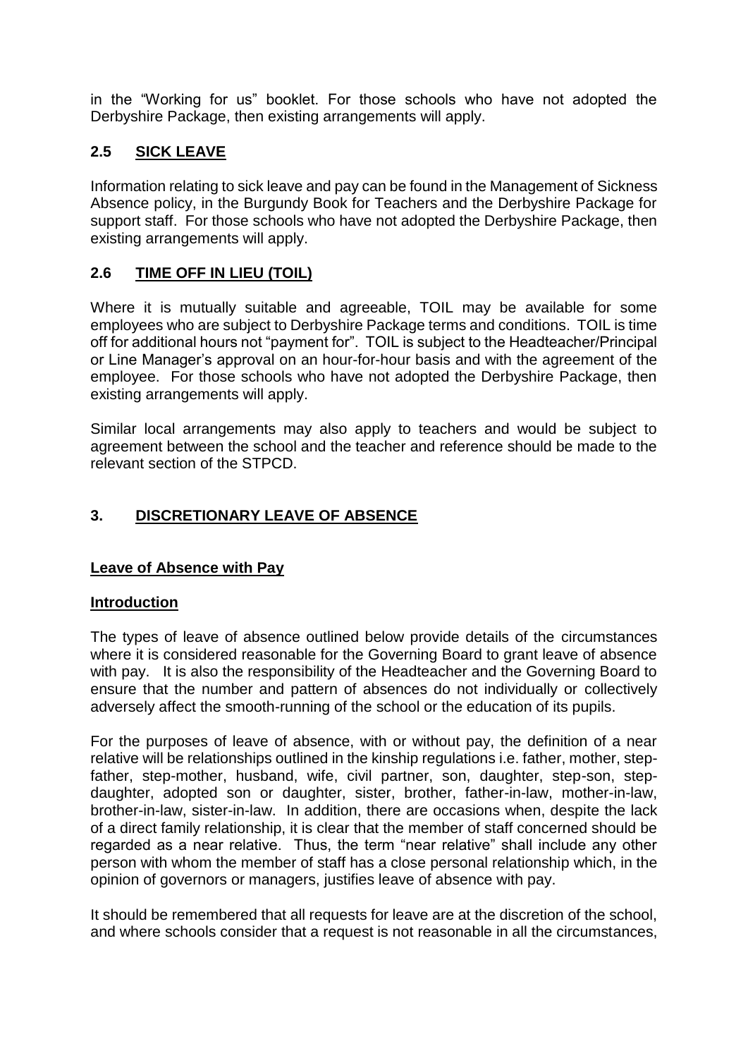in the "Working for us" booklet. For those schools who have not adopted the Derbyshire Package, then existing arrangements will apply.

## 2.5 SICK LEAVE

Information relating to sick leave and pay can be found in the Management of Sickness Absence policy, in the Burgundy Book for Teachers and the Derbyshire Package for support staff. For those schools who have not adopted the Derbyshire Package, then existing arrangements will apply.

## 2.6 TIME OFF IN LIEU (TOIL)

Where it is mutually suitable and agreeable, TOIL may be available for some employees who are subject to Derbyshire Package terms and conditions. TOIL is time off for additional hours not "payment for". TOIL is subject to the Headteacher/Principal or Line Manager's approval on an hour-for-hour basis and with the agreement of the employee. For those schools who have not adopted the Derbyshire Package, then existing arrangements will apply.

Similar local arrangements may also apply to teachers and would be subject to agreement between the school and the teacher and reference should be made to the relevant section of the STPCD.

# 3. DISCRETIONARY LEAVE OF ABSENCE

### Leave of Absence with Pay

### Introduction

The types of leave of absence outlined below provide details of the circumstances where it is considered reasonable for the Governing Board to grant leave of absence with pay. It is also the responsibility of the Headteacher and the Governing Board to ensure that the number and pattern of absences do not individually or collectively adversely affect the smooth-running of the school or the education of its pupils.

For the purposes of leave of absence, with or without pay, the definition of a near relative will be relationships outlined in the kinship regulations i.e. father, mother, step-father, step-mother, husband, wife, civil partner, son, daughter, step-son, step-daughter, adopted son or daughter, sister, brother, father-in-law, mother-in-law, brother-in-law, sister-in-law. In addition, there are occasions when, despite the lack of a direct family relationship, it is clear that the member of staff concerned should be regarded as a near relative. Thus, the term "near relative" shall include any other person with whom the member of staff has a close personal relationship which, in the opinion of governors or managers, justifies leave of absence with pay.

It should be remembered that all requests for leave are at the discretion of the school, and where schools consider that a request is not reasonable in all the circumstances,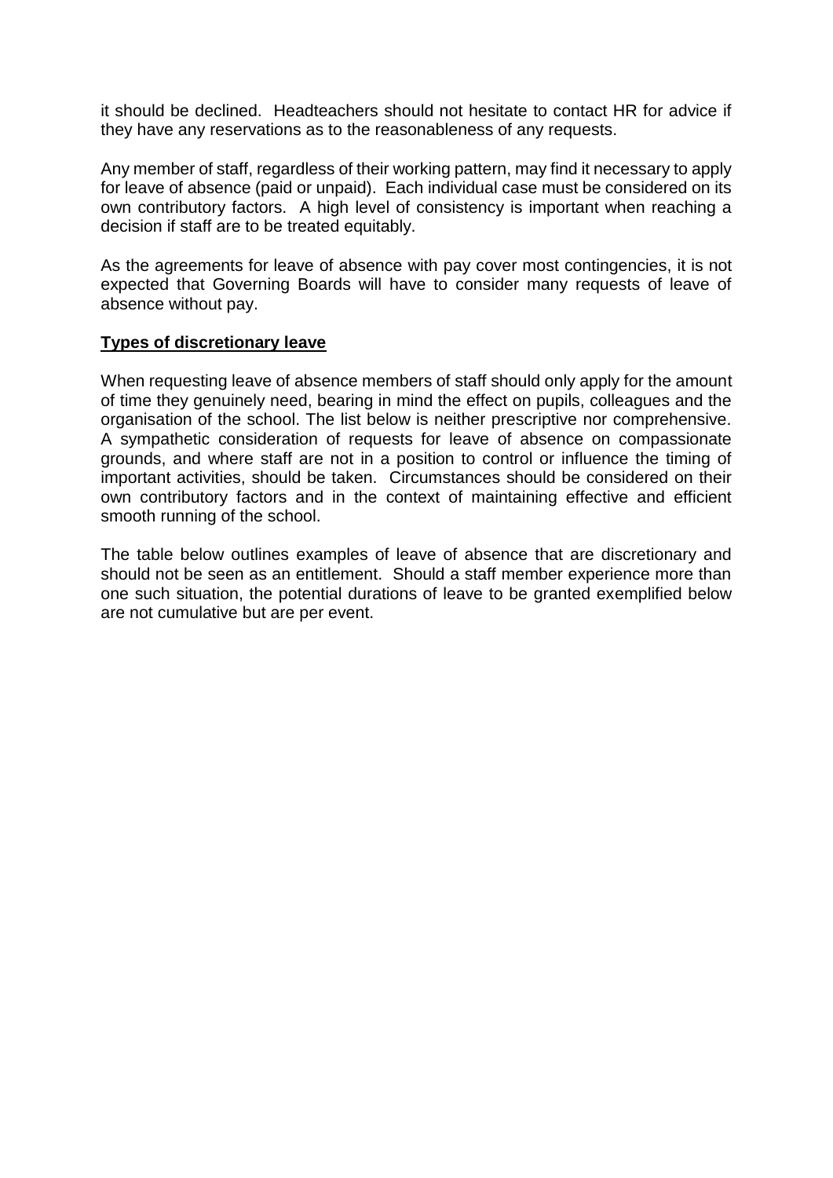it should be declined. Headteachers should not hesitate to contact HR for advice if they have any reservations as to the reasonableness of any requests.

Any member of staff, regardless of their working pattern, may find it necessary to apply for leave of absence (paid or unpaid). Each individual case must be considered on its own contributory factors. A high level of consistency is important when reaching a decision if staff are to be treated equitably.

As the agreements for leave of absence with pay cover most contingencies, it is not expected that Governing Boards will have to consider many requests of leave of absence without pay.

**Types of discretionary leave**

When requesting leave of absence members of staff should only apply for the amount of time they genuinely need, bearing in mind the effect on pupils, colleagues and the organisation of the school. The list below is neither prescriptive nor comprehensive. A sympathetic consideration of requests for leave of absence on compassionate grounds, and where staff are not in a position to control or influence the timing of important activities, should be taken. Circumstances should be considered on their own contributory factors and in the context of maintaining effective and efficient smooth running of the school.

The table below outlines examples of leave of absence that are discretionary and should not be seen as an entitlement. Should a staff member experience more than one such situation, the potential durations of leave to be granted exemplified below are not cumulative but are per event.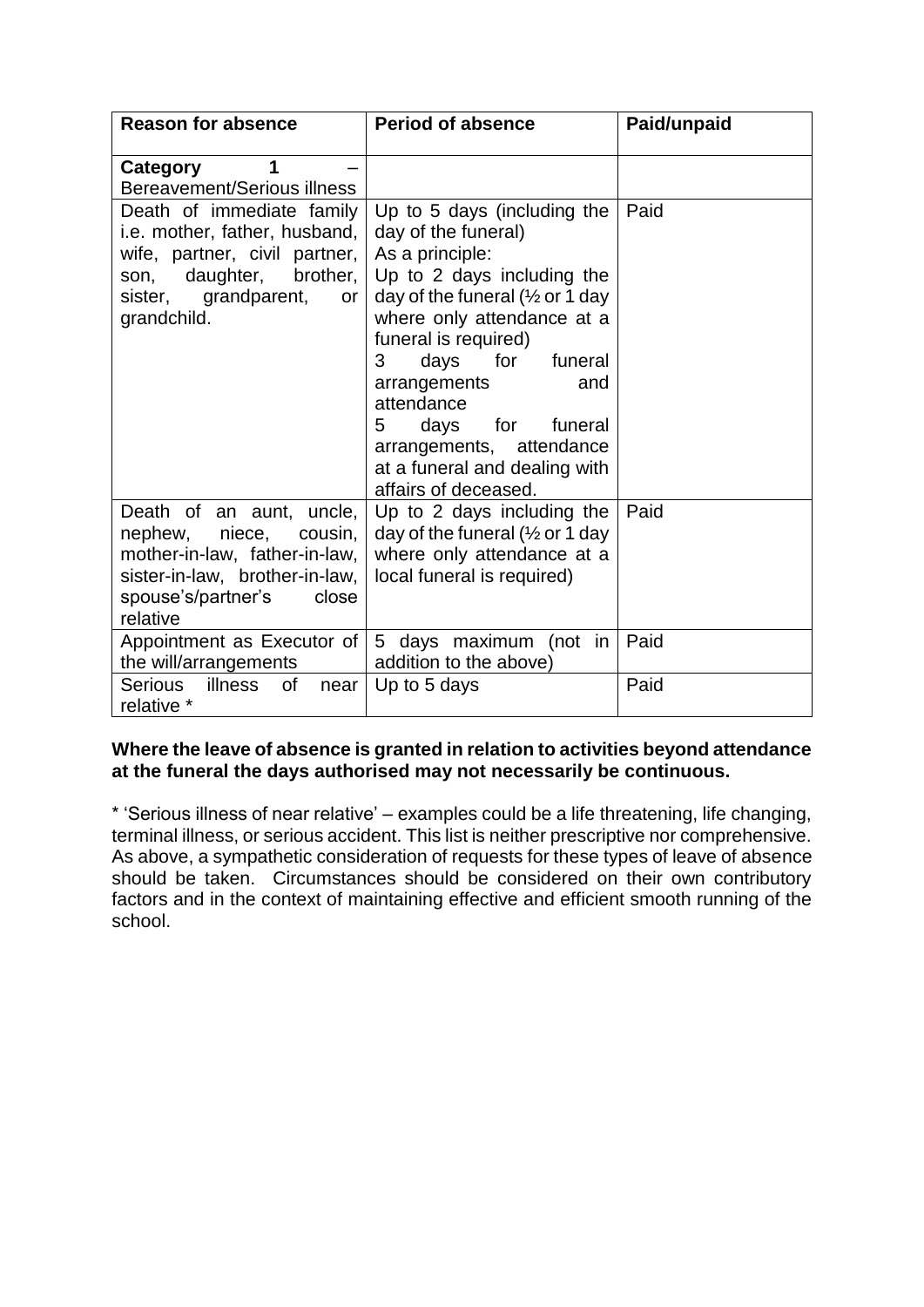| Reason for absence | Period of absence | Paid/unpaid |
|---|---|---|
| **Category 1** – Bereavement/Serious illness | | |
| Death of immediate family i.e. mother, father, husband, wife, partner, civil partner, son, daughter, brother, sister, grandparent, or grandchild. | Up to 5 days (including the day of the funeral)<br>As a principle:<br>Up to 2 days including the day of the funeral (½ or 1 day where only attendance at a funeral is required)<br>3 days for funeral arrangements and attendance<br>5 days for funeral arrangements, attendance at a funeral and dealing with affairs of deceased. | Paid |
| Death of an aunt, uncle, nephew, niece, cousin, mother-in-law, father-in-law, sister-in-law, brother-in-law, spouse's/partner's close relative | Up to 2 days including the day of the funeral (½ or 1 day where only attendance at a local funeral is required) | Paid |
| Appointment as Executor of the will/arrangements | 5 days maximum (not in addition to the above) | Paid |
| Serious illness of near relative * | Up to 5 days | Paid |

**Where the leave of absence is granted in relation to activities beyond attendance at the funeral the days authorised may not necessarily be continuous.**

* 'Serious illness of near relative' – examples could be a life threatening, life changing, terminal illness, or serious accident. This list is neither prescriptive nor comprehensive. As above, a sympathetic consideration of requests for these types of leave of absence should be taken. Circumstances should be considered on their own contributory factors and in the context of maintaining effective and efficient smooth running of the school.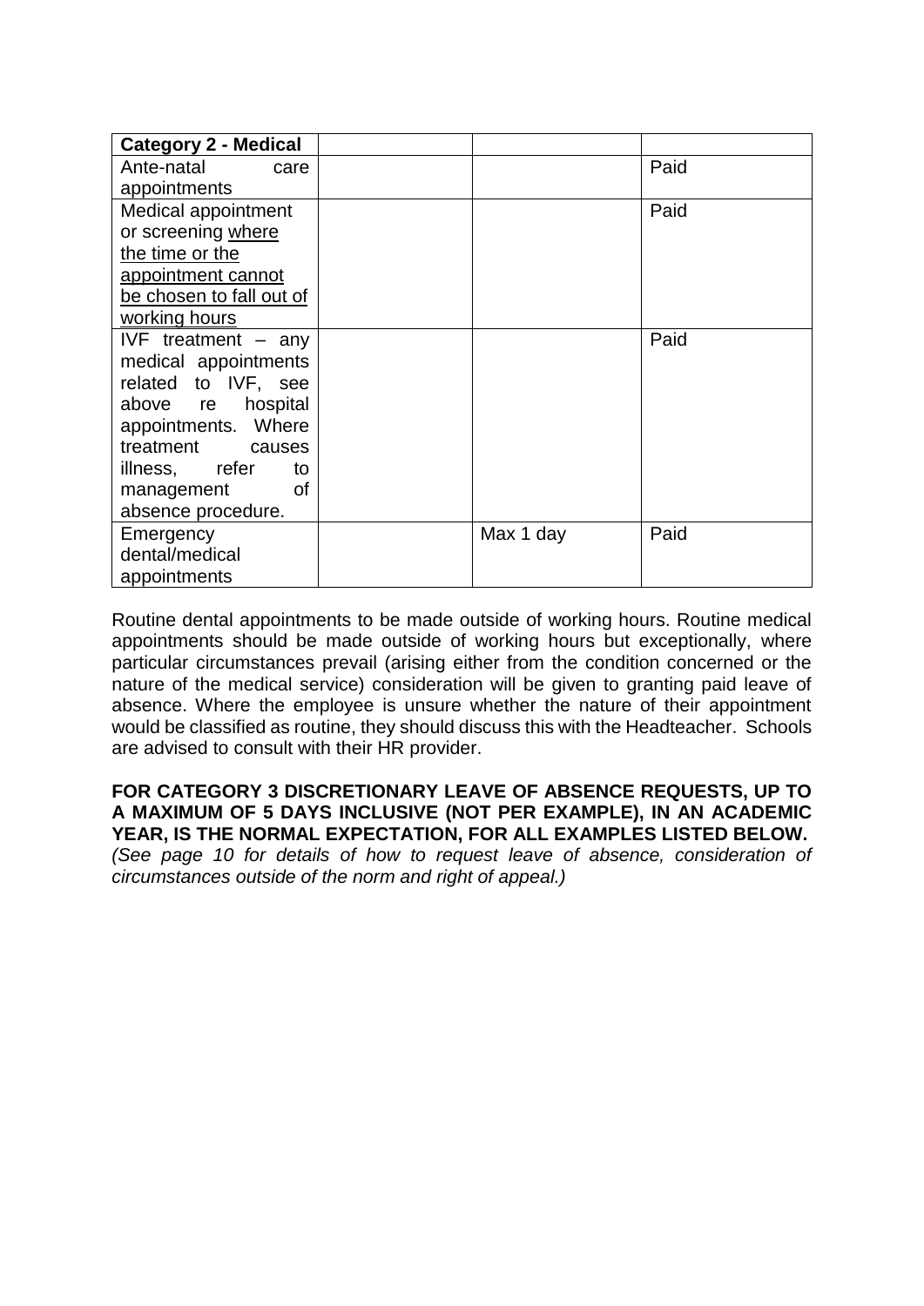| **Category 2 - Medical** | | | |
|---|---|---|---|
| Ante-natal care appointments | | | Paid |
| Medical appointment or screening where the time or the appointment cannot be chosen to fall out of working hours | | | Paid |
| IVF treatment – any medical appointments related to IVF, see above re hospital appointments. Where treatment causes illness, refer to management of absence procedure. | | | Paid |
| Emergency dental/medical appointments | | Max 1 day | Paid |

Routine dental appointments to be made outside of working hours. Routine medical appointments should be made outside of working hours but exceptionally, where particular circumstances prevail (arising either from the condition concerned or the nature of the medical service) consideration will be given to granting paid leave of absence. Where the employee is unsure whether the nature of their appointment would be classified as routine, they should discuss this with the Headteacher. Schools are advised to consult with their HR provider.

**FOR CATEGORY 3 DISCRETIONARY LEAVE OF ABSENCE REQUESTS, UP TO A MAXIMUM OF 5 DAYS INCLUSIVE (NOT PER EXAMPLE), IN AN ACADEMIC YEAR, IS THE NORMAL EXPECTATION, FOR ALL EXAMPLES LISTED BELOW.**
*(See page 10 for details of how to request leave of absence, consideration of circumstances outside of the norm and right of appeal.)*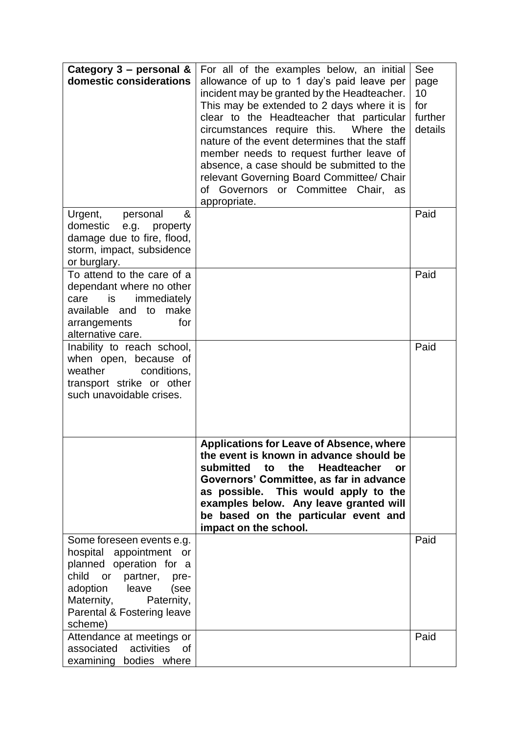| **Category 3 – personal & domestic considerations** | For all of the examples below, an initial allowance of up to 1 day's paid leave per incident may be granted by the Headteacher. This may be extended to 2 days where it is clear to the Headteacher that particular circumstances require this. Where the nature of the event determines that the staff member needs to request further leave of absence, a case should be submitted to the relevant Governing Board Committee/ Chair of Governors or Committee Chair, as appropriate. | See page 10 for further details |
|---|---|---|
| Urgent, personal & domestic e.g. property damage due to fire, flood, storm, impact, subsidence or burglary. | | Paid |
| To attend to the care of a dependant where no other care is immediately available and to make arrangements for alternative care. | | Paid |
| Inability to reach school, when open, because of weather conditions, transport strike or other such unavoidable crises. | | Paid |
| | **Applications for Leave of Absence, where the event is known in advance should be submitted to the Headteacher or Governors' Committee, as far in advance as possible. This would apply to the examples below. Any leave granted will be based on the particular event and impact on the school.** | |
| Some foreseen events e.g. hospital appointment or planned operation for a child or partner, pre-adoption leave (see Maternity, Paternity, Parental & Fostering leave scheme) | | Paid |
| Attendance at meetings or associated activities of examining bodies where | | Paid |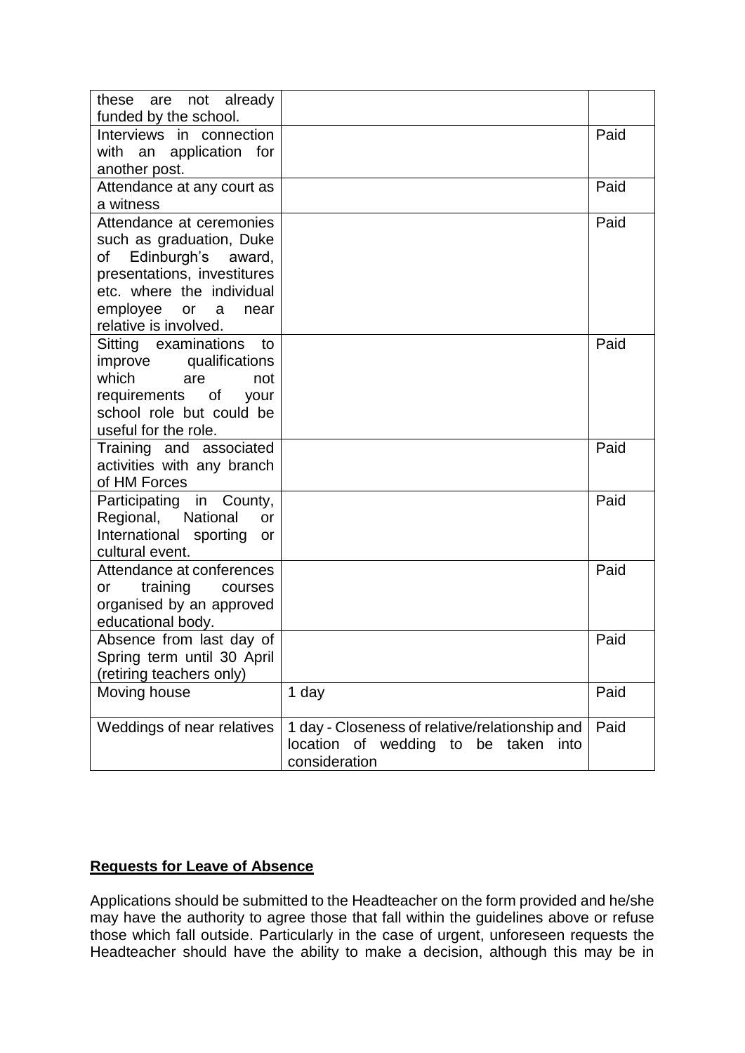| | | |
|---|---|---|
| these are not already funded by the school. | | |
| Interviews in connection with an application for another post. | | Paid |
| Attendance at any court as a witness | | Paid |
| Attendance at ceremonies such as graduation, Duke of Edinburgh's award, presentations, investitures etc. where the individual employee or a near relative is involved. | | Paid |
| Sitting examinations to improve qualifications which are not requirements of your school role but could be useful for the role. | | Paid |
| Training and associated activities with any branch of HM Forces | | Paid |
| Participating in County, Regional, National or International sporting or cultural event. | | Paid |
| Attendance at conferences or training courses organised by an approved educational body. | | Paid |
| Absence from last day of Spring term until 30 April (retiring teachers only) | | Paid |
| Moving house | 1 day | Paid |
| Weddings of near relatives | 1 day - Closeness of relative/relationship and location of wedding to be taken into consideration | Paid |

**Requests for Leave of Absence**

Applications should be submitted to the Headteacher on the form provided and he/she may have the authority to agree those that fall within the guidelines above or refuse those which fall outside. Particularly in the case of urgent, unforeseen requests the Headteacher should have the ability to make a decision, although this may be in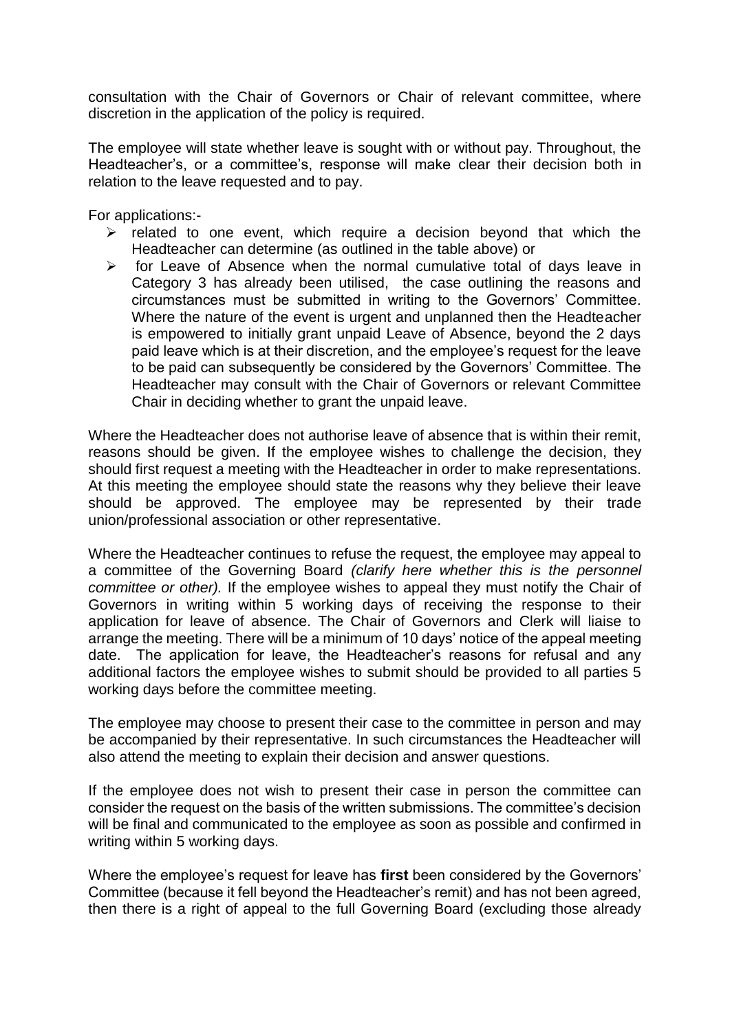consultation with the Chair of Governors or Chair of relevant committee, where discretion in the application of the policy is required.

The employee will state whether leave is sought with or without pay. Throughout, the Headteacher's, or a committee's, response will make clear their decision both in relation to the leave requested and to pay.

For applications:-

- related to one event, which require a decision beyond that which the Headteacher can determine (as outlined in the table above) or
- for Leave of Absence when the normal cumulative total of days leave in Category 3 has already been utilised, the case outlining the reasons and circumstances must be submitted in writing to the Governors' Committee. Where the nature of the event is urgent and unplanned then the Headteacher is empowered to initially grant unpaid Leave of Absence, beyond the 2 days paid leave which is at their discretion, and the employee's request for the leave to be paid can subsequently be considered by the Governors' Committee. The Headteacher may consult with the Chair of Governors or relevant Committee Chair in deciding whether to grant the unpaid leave.

Where the Headteacher does not authorise leave of absence that is within their remit, reasons should be given. If the employee wishes to challenge the decision, they should first request a meeting with the Headteacher in order to make representations. At this meeting the employee should state the reasons why they believe their leave should be approved. The employee may be represented by their trade union/professional association or other representative.

Where the Headteacher continues to refuse the request, the employee may appeal to a committee of the Governing Board *(clarify here whether this is the personnel committee or other).* If the employee wishes to appeal they must notify the Chair of Governors in writing within 5 working days of receiving the response to their application for leave of absence. The Chair of Governors and Clerk will liaise to arrange the meeting. There will be a minimum of 10 days' notice of the appeal meeting date. The application for leave, the Headteacher's reasons for refusal and any additional factors the employee wishes to submit should be provided to all parties 5 working days before the committee meeting.

The employee may choose to present their case to the committee in person and may be accompanied by their representative. In such circumstances the Headteacher will also attend the meeting to explain their decision and answer questions.

If the employee does not wish to present their case in person the committee can consider the request on the basis of the written submissions. The committee's decision will be final and communicated to the employee as soon as possible and confirmed in writing within 5 working days.

Where the employee's request for leave has **first** been considered by the Governors' Committee (because it fell beyond the Headteacher's remit) and has not been agreed, then there is a right of appeal to the full Governing Board (excluding those already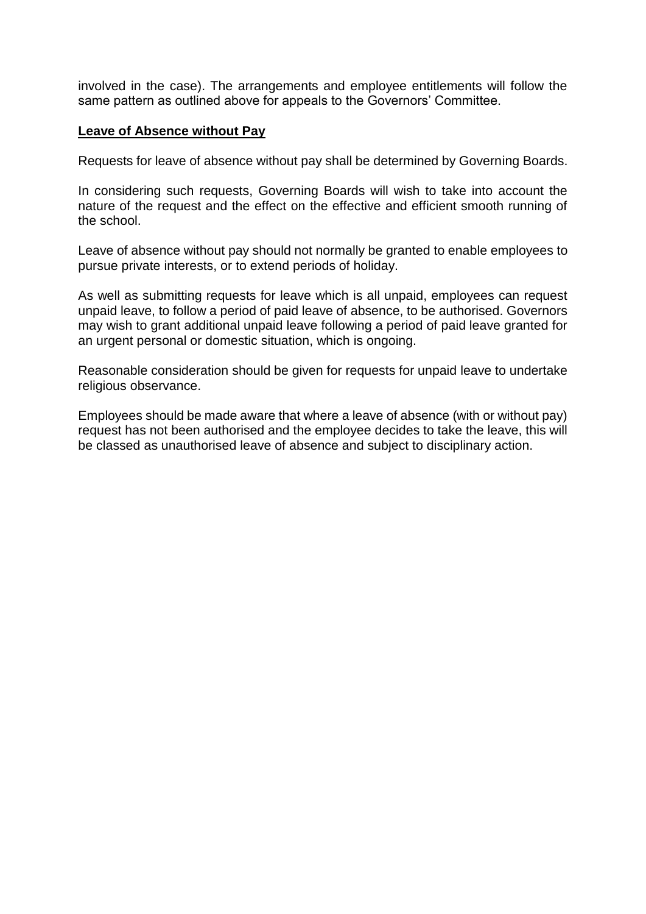involved in the case). The arrangements and employee entitlements will follow the same pattern as outlined above for appeals to the Governors' Committee.

**Leave of Absence without Pay**

Requests for leave of absence without pay shall be determined by Governing Boards.

In considering such requests, Governing Boards will wish to take into account the nature of the request and the effect on the effective and efficient smooth running of the school.

Leave of absence without pay should not normally be granted to enable employees to pursue private interests, or to extend periods of holiday.

As well as submitting requests for leave which is all unpaid, employees can request unpaid leave, to follow a period of paid leave of absence, to be authorised. Governors may wish to grant additional unpaid leave following a period of paid leave granted for an urgent personal or domestic situation, which is ongoing.

Reasonable consideration should be given for requests for unpaid leave to undertake religious observance.

Employees should be made aware that where a leave of absence (with or without pay) request has not been authorised and the employee decides to take the leave, this will be classed as unauthorised leave of absence and subject to disciplinary action.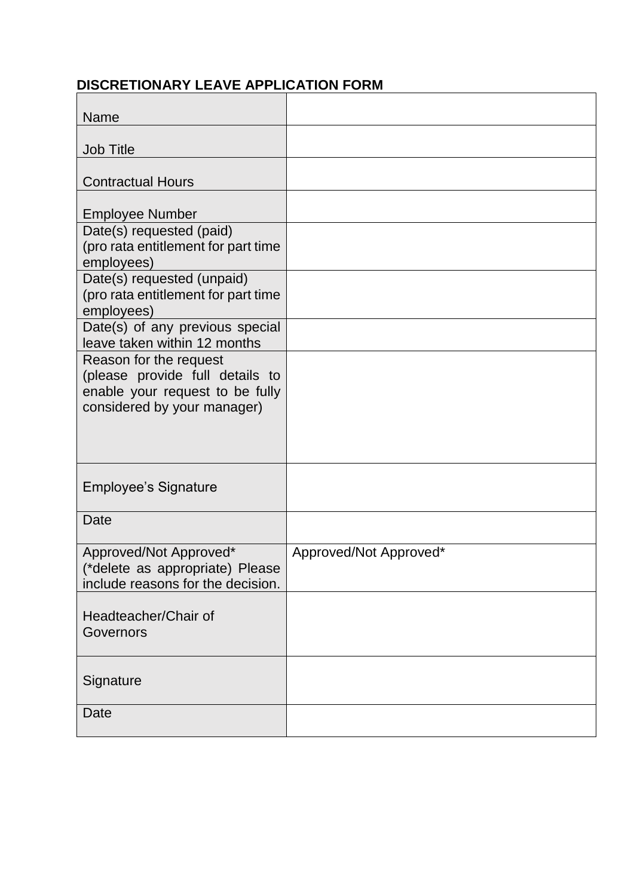**DISCRETIONARY LEAVE APPLICATION FORM**

| | |
|---|---|
| Name | |
| Job Title | |
| Contractual Hours | |
| Employee Number | |
| Date(s) requested (paid) (pro rata entitlement for part time employees) | |
| Date(s) requested (unpaid) (pro rata entitlement for part time employees) | |
| Date(s) of any previous special leave taken within 12 months | |
| Reason for the request (please provide full details to enable your request to be fully considered by your manager) | |
| Employee's Signature | |
| Date | |
| Approved/Not Approved* (*delete as appropriate) Please include reasons for the decision. | Approved/Not Approved* |
| Headteacher/Chair of Governors | |
| Signature | |
| Date | |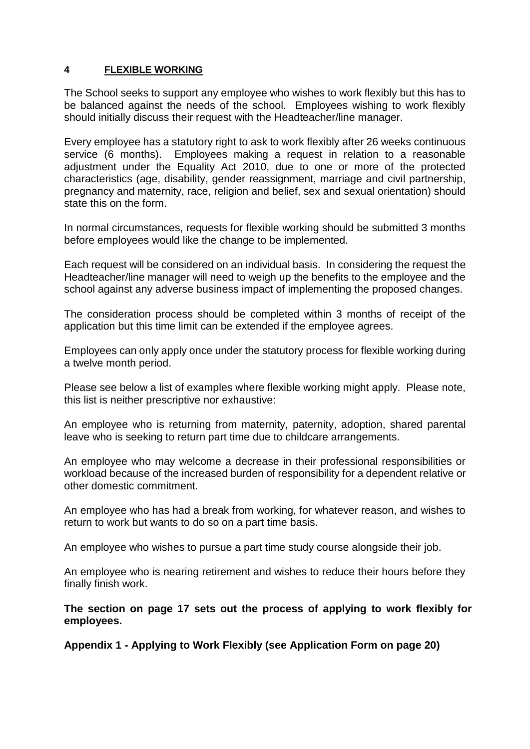## 4 FLEXIBLE WORKING

The School seeks to support any employee who wishes to work flexibly but this has to be balanced against the needs of the school. Employees wishing to work flexibly should initially discuss their request with the Headteacher/line manager.

Every employee has a statutory right to ask to work flexibly after 26 weeks continuous service (6 months). Employees making a request in relation to a reasonable adjustment under the Equality Act 2010, due to one or more of the protected characteristics (age, disability, gender reassignment, marriage and civil partnership, pregnancy and maternity, race, religion and belief, sex and sexual orientation) should state this on the form.

In normal circumstances, requests for flexible working should be submitted 3 months before employees would like the change to be implemented.

Each request will be considered on an individual basis. In considering the request the Headteacher/line manager will need to weigh up the benefits to the employee and the school against any adverse business impact of implementing the proposed changes.

The consideration process should be completed within 3 months of receipt of the application but this time limit can be extended if the employee agrees.

Employees can only apply once under the statutory process for flexible working during a twelve month period.

Please see below a list of examples where flexible working might apply. Please note, this list is neither prescriptive nor exhaustive:

An employee who is returning from maternity, paternity, adoption, shared parental leave who is seeking to return part time due to childcare arrangements.

An employee who may welcome a decrease in their professional responsibilities or workload because of the increased burden of responsibility for a dependent relative or other domestic commitment.

An employee who has had a break from working, for whatever reason, and wishes to return to work but wants to do so on a part time basis.

An employee who wishes to pursue a part time study course alongside their job.

An employee who is nearing retirement and wishes to reduce their hours before they finally finish work.

**The section on page 17 sets out the process of applying to work flexibly for employees.**

**Appendix 1 - Applying to Work Flexibly (see Application Form on page 20)**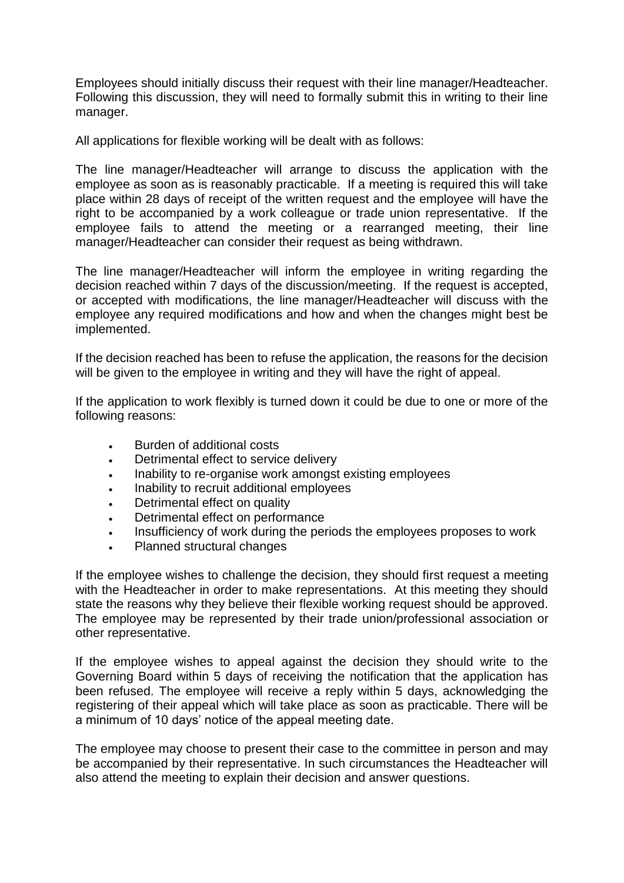Employees should initially discuss their request with their line manager/Headteacher. Following this discussion, they will need to formally submit this in writing to their line manager.

All applications for flexible working will be dealt with as follows:

The line manager/Headteacher will arrange to discuss the application with the employee as soon as is reasonably practicable. If a meeting is required this will take place within 28 days of receipt of the written request and the employee will have the right to be accompanied by a work colleague or trade union representative. If the employee fails to attend the meeting or a rearranged meeting, their line manager/Headteacher can consider their request as being withdrawn.

The line manager/Headteacher will inform the employee in writing regarding the decision reached within 7 days of the discussion/meeting. If the request is accepted, or accepted with modifications, the line manager/Headteacher will discuss with the employee any required modifications and how and when the changes might best be implemented.

If the decision reached has been to refuse the application, the reasons for the decision will be given to the employee in writing and they will have the right of appeal.

If the application to work flexibly is turned down it could be due to one or more of the following reasons:

- Burden of additional costs
- Detrimental effect to service delivery
- Inability to re-organise work amongst existing employees
- Inability to recruit additional employees
- Detrimental effect on quality
- Detrimental effect on performance
- Insufficiency of work during the periods the employees proposes to work
- Planned structural changes

If the employee wishes to challenge the decision, they should first request a meeting with the Headteacher in order to make representations. At this meeting they should state the reasons why they believe their flexible working request should be approved. The employee may be represented by their trade union/professional association or other representative.

If the employee wishes to appeal against the decision they should write to the Governing Board within 5 days of receiving the notification that the application has been refused. The employee will receive a reply within 5 days, acknowledging the registering of their appeal which will take place as soon as practicable. There will be a minimum of 10 days' notice of the appeal meeting date.

The employee may choose to present their case to the committee in person and may be accompanied by their representative. In such circumstances the Headteacher will also attend the meeting to explain their decision and answer questions.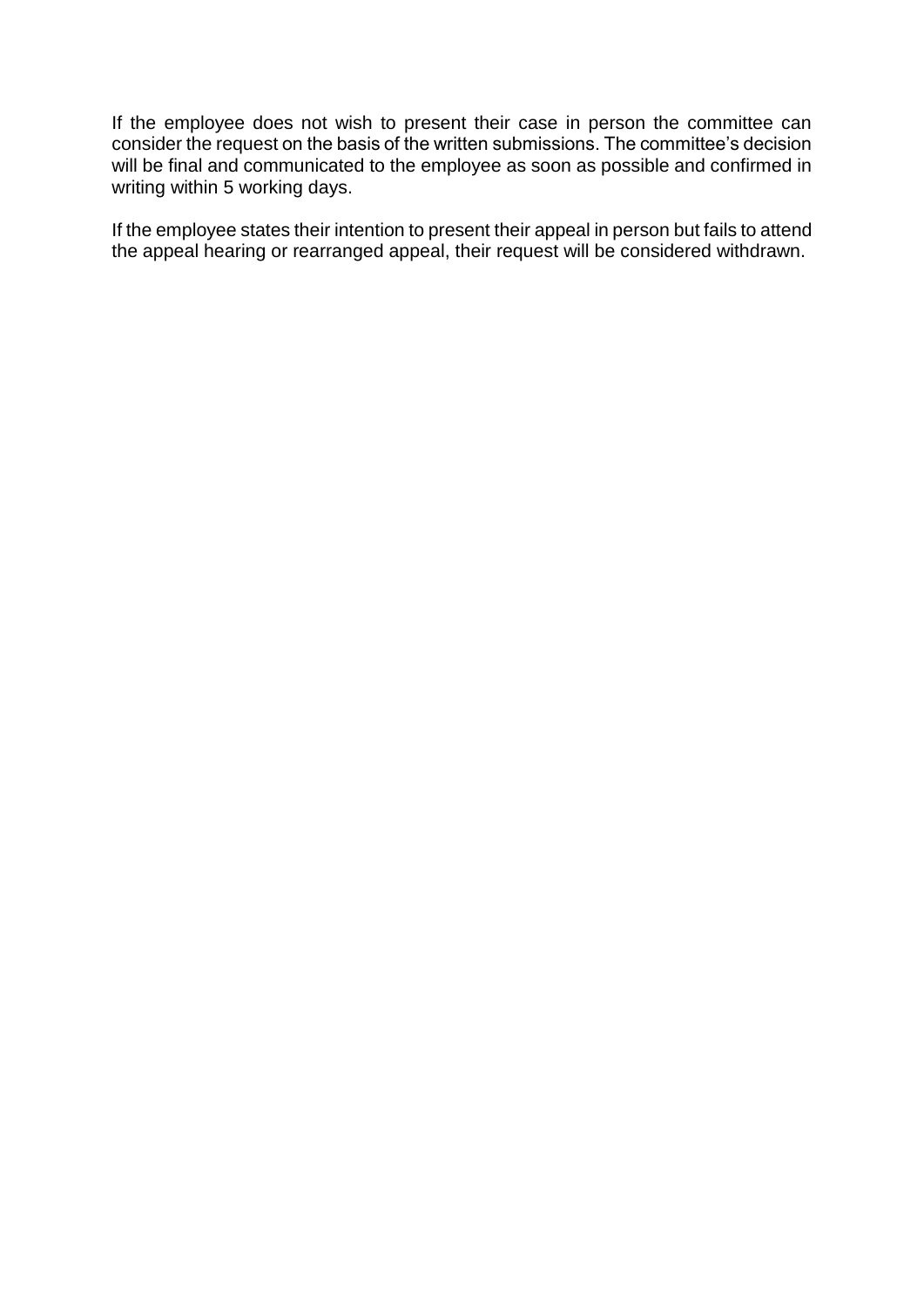If the employee does not wish to present their case in person the committee can consider the request on the basis of the written submissions. The committee's decision will be final and communicated to the employee as soon as possible and confirmed in writing within 5 working days.

If the employee states their intention to present their appeal in person but fails to attend the appeal hearing or rearranged appeal, their request will be considered withdrawn.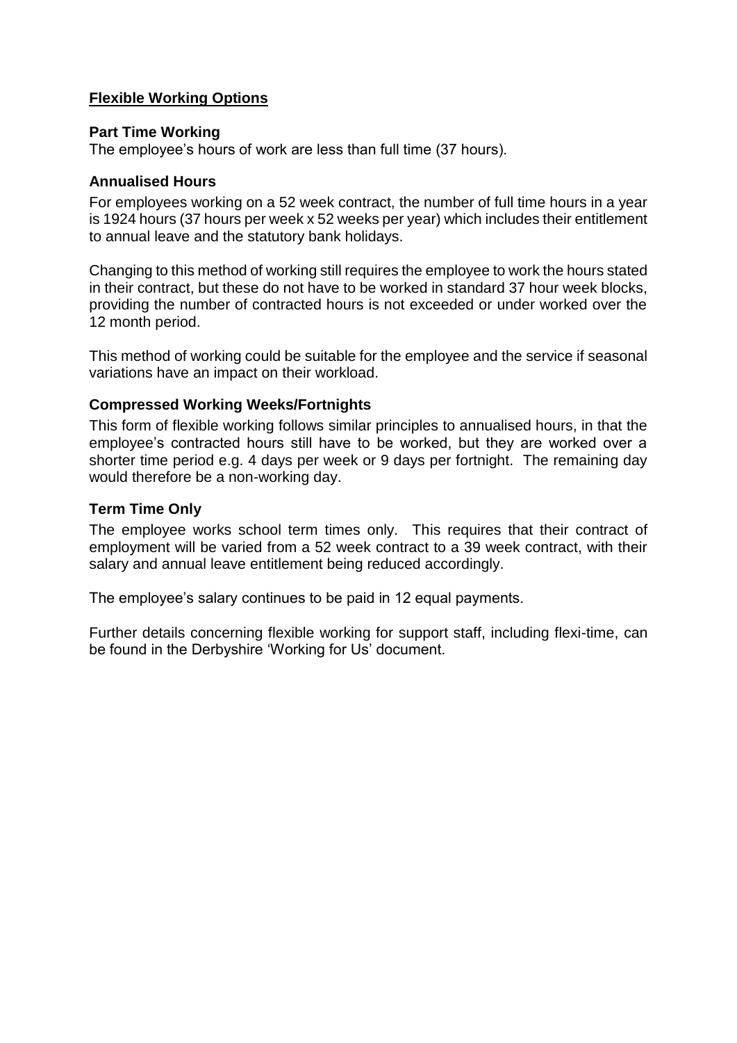## Flexible Working Options

### Part Time Working

The employee's hours of work are less than full time (37 hours).

### Annualised Hours

For employees working on a 52 week contract, the number of full time hours in a year is 1924 hours (37 hours per week x 52 weeks per year) which includes their entitlement to annual leave and the statutory bank holidays.

Changing to this method of working still requires the employee to work the hours stated in their contract, but these do not have to be worked in standard 37 hour week blocks, providing the number of contracted hours is not exceeded or under worked over the 12 month period.

This method of working could be suitable for the employee and the service if seasonal variations have an impact on their workload.

### Compressed Working Weeks/Fortnights

This form of flexible working follows similar principles to annualised hours, in that the employee's contracted hours still have to be worked, but they are worked over a shorter time period e.g. 4 days per week or 9 days per fortnight. The remaining day would therefore be a non-working day.

### Term Time Only

The employee works school term times only. This requires that their contract of employment will be varied from a 52 week contract to a 39 week contract, with their salary and annual leave entitlement being reduced accordingly.

The employee's salary continues to be paid in 12 equal payments.

Further details concerning flexible working for support staff, including flexi-time, can be found in the Derbyshire 'Working for Us' document.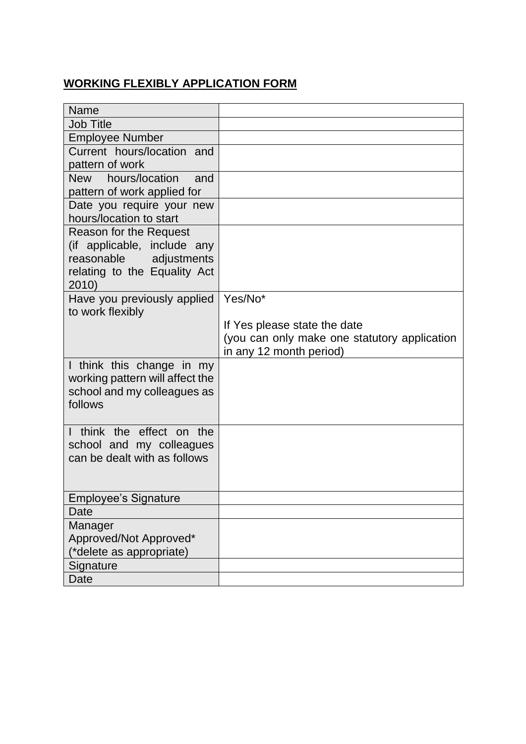## **WORKING FLEXIBLY APPLICATION FORM**

| | |
|---|---|
| Name | |
| Job Title | |
| Employee Number | |
| Current hours/location and pattern of work | |
| New hours/location and pattern of work applied for | |
| Date you require your new hours/location to start | |
| Reason for the Request (if applicable, include any reasonable adjustments relating to the Equality Act 2010) | |
| Have you previously applied to work flexibly | Yes/No*<br><br>If Yes please state the date (you can only make one statutory application in any 12 month period) |
| I think this change in my working pattern will affect the school and my colleagues as follows | |
| I think the effect on the school and my colleagues can be dealt with as follows | |
| Employee's Signature | |
| Date | |
| Manager Approved/Not Approved* (*delete as appropriate) | |
| Signature | |
| Date | |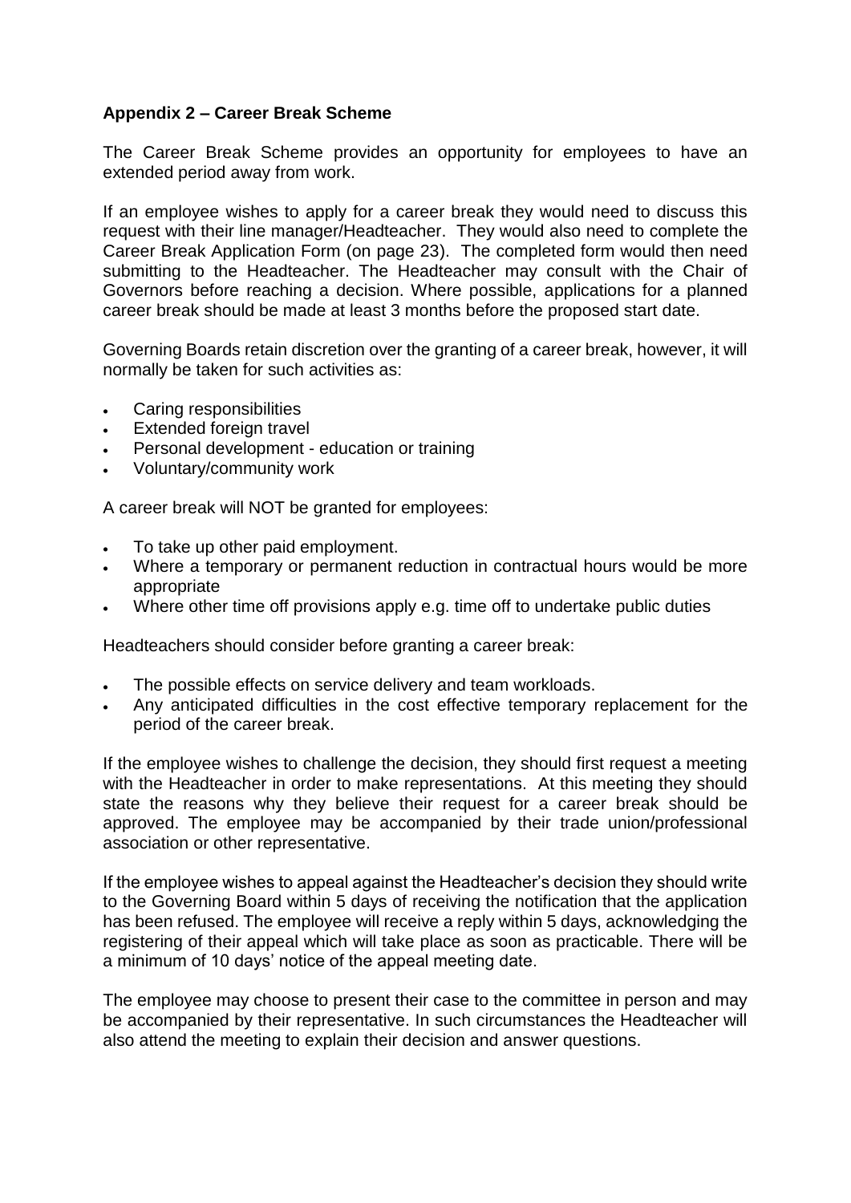**Appendix 2 – Career Break Scheme**

The Career Break Scheme provides an opportunity for employees to have an extended period away from work.

If an employee wishes to apply for a career break they would need to discuss this request with their line manager/Headteacher. They would also need to complete the Career Break Application Form (on page 23). The completed form would then need submitting to the Headteacher. The Headteacher may consult with the Chair of Governors before reaching a decision. Where possible, applications for a planned career break should be made at least 3 months before the proposed start date.

Governing Boards retain discretion over the granting of a career break, however, it will normally be taken for such activities as:

- Caring responsibilities
- Extended foreign travel
- Personal development - education or training
- Voluntary/community work

A career break will NOT be granted for employees:

- To take up other paid employment.
- Where a temporary or permanent reduction in contractual hours would be more appropriate
- Where other time off provisions apply e.g. time off to undertake public duties

Headteachers should consider before granting a career break:

- The possible effects on service delivery and team workloads.
- Any anticipated difficulties in the cost effective temporary replacement for the period of the career break.

If the employee wishes to challenge the decision, they should first request a meeting with the Headteacher in order to make representations. At this meeting they should state the reasons why they believe their request for a career break should be approved. The employee may be accompanied by their trade union/professional association or other representative.

If the employee wishes to appeal against the Headteacher's decision they should write to the Governing Board within 5 days of receiving the notification that the application has been refused. The employee will receive a reply within 5 days, acknowledging the registering of their appeal which will take place as soon as practicable. There will be a minimum of 10 days' notice of the appeal meeting date.

The employee may choose to present their case to the committee in person and may be accompanied by their representative. In such circumstances the Headteacher will also attend the meeting to explain their decision and answer questions.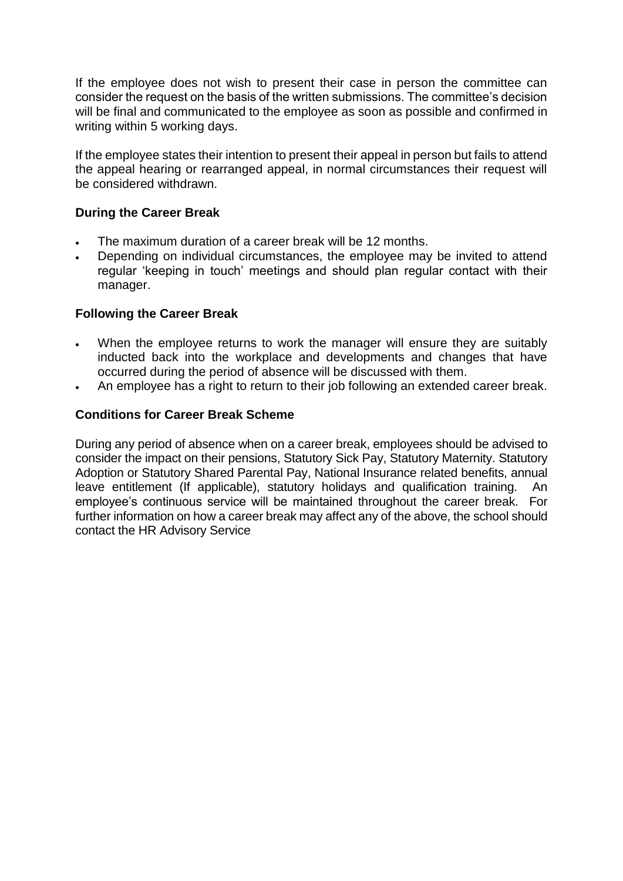If the employee does not wish to present their case in person the committee can consider the request on the basis of the written submissions. The committee's decision will be final and communicated to the employee as soon as possible and confirmed in writing within 5 working days.

If the employee states their intention to present their appeal in person but fails to attend the appeal hearing or rearranged appeal, in normal circumstances their request will be considered withdrawn.

**During the Career Break**

- The maximum duration of a career break will be 12 months.
- Depending on individual circumstances, the employee may be invited to attend regular 'keeping in touch' meetings and should plan regular contact with their manager.

**Following the Career Break**

- When the employee returns to work the manager will ensure they are suitably inducted back into the workplace and developments and changes that have occurred during the period of absence will be discussed with them.
- An employee has a right to return to their job following an extended career break.

**Conditions for Career Break Scheme**

During any period of absence when on a career break, employees should be advised to consider the impact on their pensions, Statutory Sick Pay, Statutory Maternity. Statutory Adoption or Statutory Shared Parental Pay, National Insurance related benefits, annual leave entitlement (If applicable), statutory holidays and qualification training. An employee's continuous service will be maintained throughout the career break. For further information on how a career break may affect any of the above, the school should contact the HR Advisory Service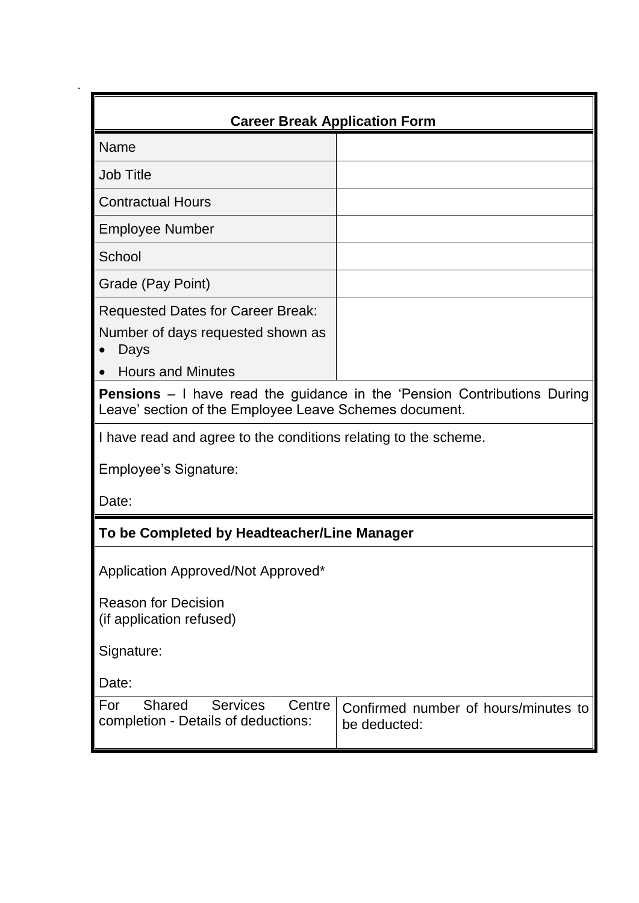.

| Career Break Application Form | |
|---|---|
| Name | |
| Job Title | |
| Contractual Hours | |
| Employee Number | |
| School | |
| Grade (Pay Point) | |
| Requested Dates for Career Break:<br>Number of days requested shown as<br>• Days<br>• Hours and Minutes | |
| **Pensions** – I have read the guidance in the 'Pension Contributions During Leave' section of the Employee Leave Schemes document. | |
| I have read and agree to the conditions relating to the scheme.<br>Employee's Signature:<br>Date: | |
| **To be Completed by Headteacher/Line Manager** | |
| Application Approved/Not Approved*<br>Reason for Decision<br>(if application refused)<br>Signature:<br>Date: | |
| For Shared Services Centre completion - Details of deductions: | Confirmed number of hours/minutes to be deducted: |